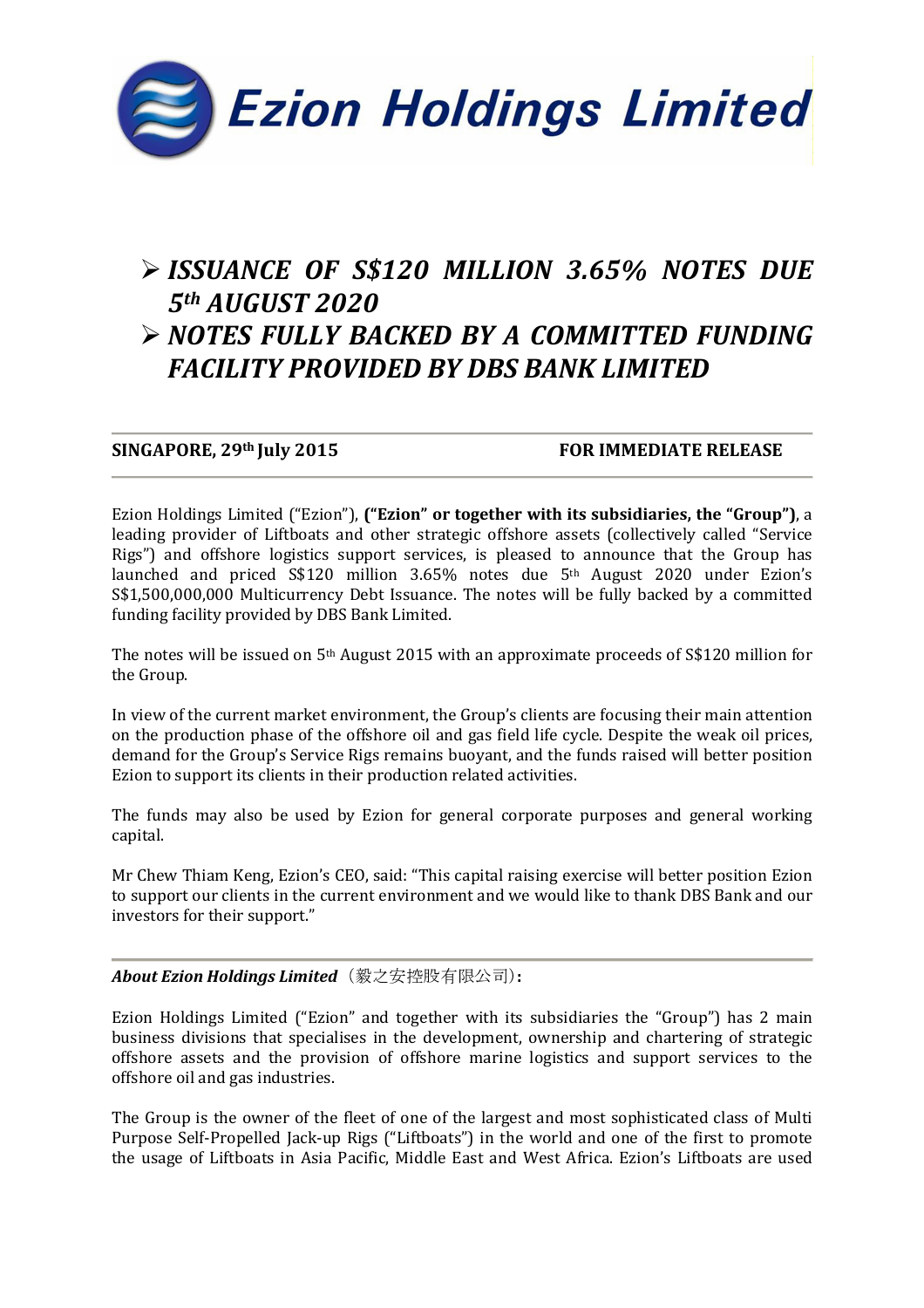# Ezion Holdings Limited

## ➢ *ISSUANCE OF S$120 MILLION 3.65% NOTES DUE 5th AUGUST 2020*
## ➢ *NOTES FULLY BACKED BY A COMMITTED FUNDING FACILITY PROVIDED BY DBS BANK LIMITED*

**SINGAPORE, 29th July 2015** **FOR IMMEDIATE RELEASE**

Ezion Holdings Limited ("Ezion"), **("Ezion" or together with its subsidiaries, the "Group")**, a leading provider of Liftboats and other strategic offshore assets (collectively called "Service Rigs") and offshore logistics support services, is pleased to announce that the Group has launched and priced S$120 million 3.65% notes due 5th August 2020 under Ezion's S$1,500,000,000 Multicurrency Debt Issuance. The notes will be fully backed by a committed funding facility provided by DBS Bank Limited.

The notes will be issued on 5th August 2015 with an approximate proceeds of S$120 million for the Group.

In view of the current market environment, the Group's clients are focusing their main attention on the production phase of the offshore oil and gas field life cycle. Despite the weak oil prices, demand for the Group's Service Rigs remains buoyant, and the funds raised will better position Ezion to support its clients in their production related activities.

The funds may also be used by Ezion for general corporate purposes and general working capital.

Mr Chew Thiam Keng, Ezion's CEO, said: "This capital raising exercise will better position Ezion to support our clients in the current environment and we would like to thank DBS Bank and our investors for their support."

***About Ezion Holdings Limited*** （毅之安控股有限公司）**:**

Ezion Holdings Limited ("Ezion" and together with its subsidiaries the "Group") has 2 main business divisions that specialises in the development, ownership and chartering of strategic offshore assets and the provision of offshore marine logistics and support services to the offshore oil and gas industries.

The Group is the owner of the fleet of one of the largest and most sophisticated class of Multi Purpose Self-Propelled Jack-up Rigs ("Liftboats") in the world and one of the first to promote the usage of Liftboats in Asia Pacific, Middle East and West Africa. Ezion's Liftboats are used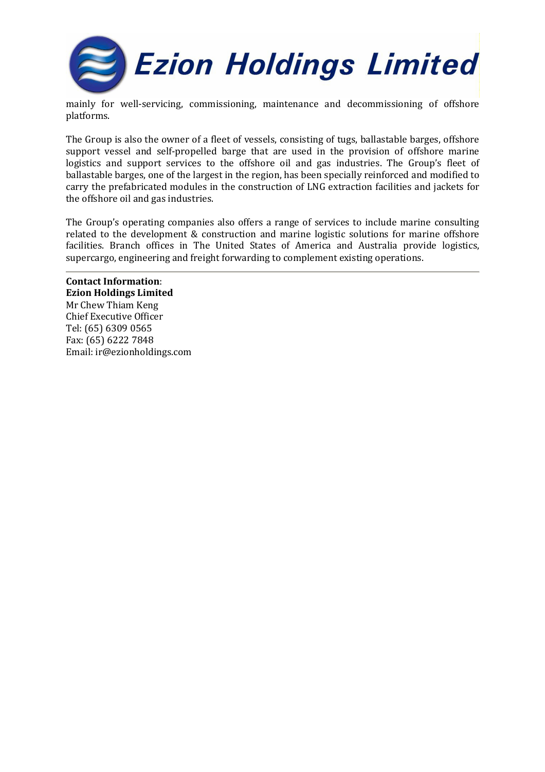mainly for well-servicing, commissioning, maintenance and decommissioning of offshore platforms.

The Group is also the owner of a fleet of vessels, consisting of tugs, ballastable barges, offshore support vessel and self-propelled barge that are used in the provision of offshore marine logistics and support services to the offshore oil and gas industries. The Group's fleet of ballastable barges, one of the largest in the region, has been specially reinforced and modified to carry the prefabricated modules in the construction of LNG extraction facilities and jackets for the offshore oil and gas industries.

The Group's operating companies also offers a range of services to include marine consulting related to the development & construction and marine logistic solutions for marine offshore facilities. Branch offices in The United States of America and Australia provide logistics, supercargo, engineering and freight forwarding to complement existing operations.

---

**Contact Information**:
**Ezion Holdings Limited**
Mr Chew Thiam Keng
Chief Executive Officer
Tel: (65) 6309 0565
Fax: (65) 6222 7848
Email: ir@ezionholdings.com